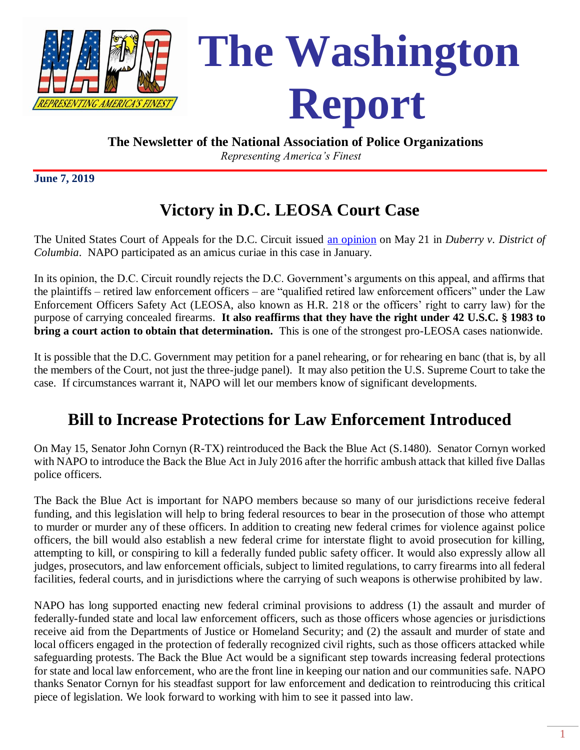# The Washington Report

**The Newsletter of the National Association of Police Organizations**

*Representing America's Finest*

**June 7, 2019**

## Victory in D.C. LEOSA Court Case

The United States Court of Appeals for the D.C. Circuit issued an opinion on May 21 in *Duberry v. District of Columbia*. NAPO participated as an amicus curiae in this case in January.

In its opinion, the D.C. Circuit roundly rejects the D.C. Government's arguments on this appeal, and affirms that the plaintiffs – retired law enforcement officers – are "qualified retired law enforcement officers" under the Law Enforcement Officers Safety Act (LEOSA, also known as H.R. 218 or the officers' right to carry law) for the purpose of carrying concealed firearms. **It also reaffirms that they have the right under 42 U.S.C. § 1983 to bring a court action to obtain that determination.** This is one of the strongest pro-LEOSA cases nationwide.

It is possible that the D.C. Government may petition for a panel rehearing, or for rehearing en banc (that is, by all the members of the Court, not just the three-judge panel). It may also petition the U.S. Supreme Court to take the case. If circumstances warrant it, NAPO will let our members know of significant developments.

## Bill to Increase Protections for Law Enforcement Introduced

On May 15, Senator John Cornyn (R-TX) reintroduced the Back the Blue Act (S.1480). Senator Cornyn worked with NAPO to introduce the Back the Blue Act in July 2016 after the horrific ambush attack that killed five Dallas police officers.

The Back the Blue Act is important for NAPO members because so many of our jurisdictions receive federal funding, and this legislation will help to bring federal resources to bear in the prosecution of those who attempt to murder or murder any of these officers. In addition to creating new federal crimes for violence against police officers, the bill would also establish a new federal crime for interstate flight to avoid prosecution for killing, attempting to kill, or conspiring to kill a federally funded public safety officer. It would also expressly allow all judges, prosecutors, and law enforcement officials, subject to limited regulations, to carry firearms into all federal facilities, federal courts, and in jurisdictions where the carrying of such weapons is otherwise prohibited by law.

NAPO has long supported enacting new federal criminal provisions to address (1) the assault and murder of federally-funded state and local law enforcement officers, such as those officers whose agencies or jurisdictions receive aid from the Departments of Justice or Homeland Security; and (2) the assault and murder of state and local officers engaged in the protection of federally recognized civil rights, such as those officers attacked while safeguarding protests. The Back the Blue Act would be a significant step towards increasing federal protections for state and local law enforcement, who are the front line in keeping our nation and our communities safe. NAPO thanks Senator Cornyn for his steadfast support for law enforcement and dedication to reintroducing this critical piece of legislation. We look forward to working with him to see it passed into law.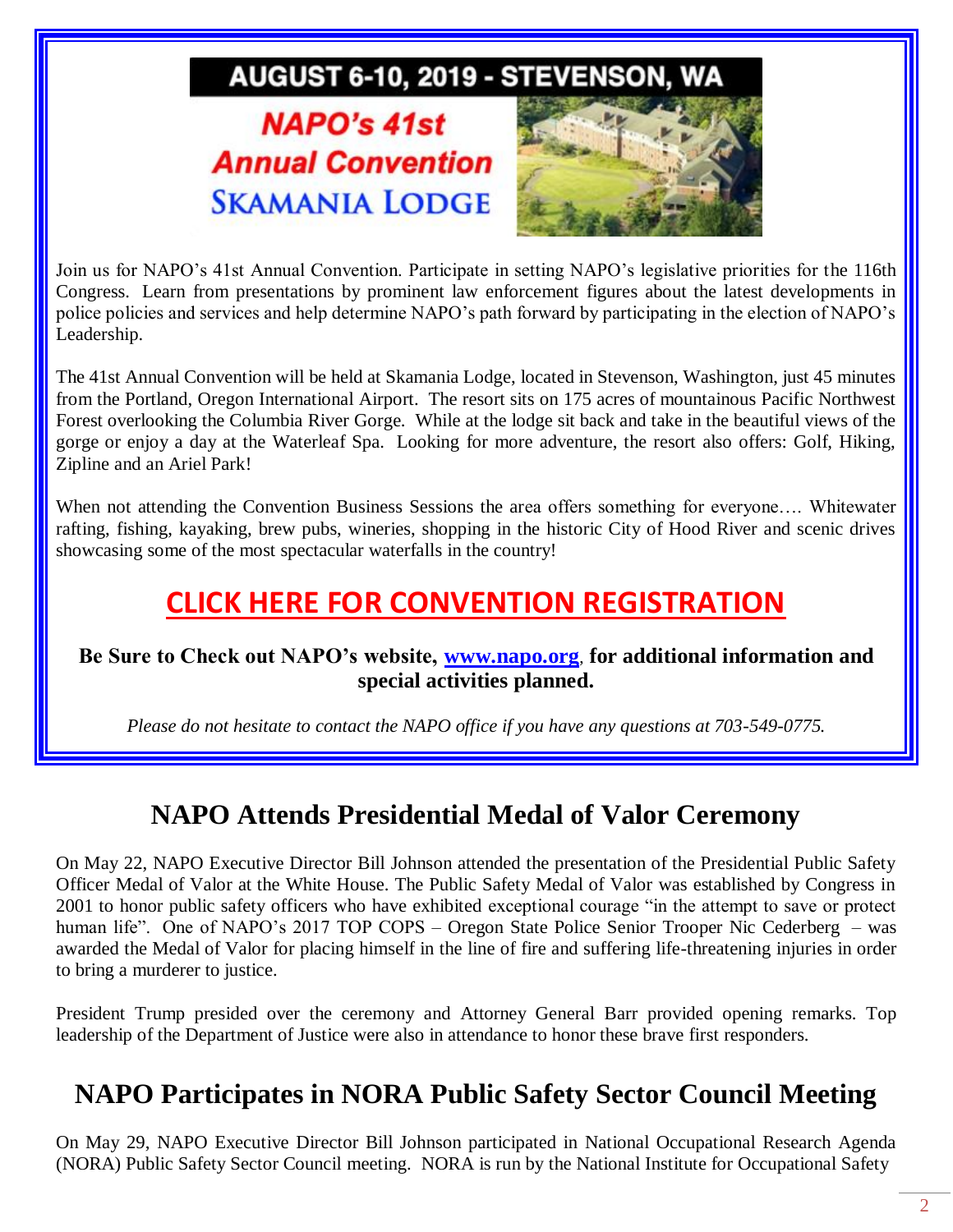# AUGUST 6-10, 2019 - STEVENSON, WA

## NAPO's 41st Annual Convention

## SKAMANIA LODGE

Join us for NAPO's 41st Annual Convention. Participate in setting NAPO's legislative priorities for the 116th Congress. Learn from presentations by prominent law enforcement figures about the latest developments in police policies and services and help determine NAPO's path forward by participating in the election of NAPO's Leadership.

The 41st Annual Convention will be held at Skamania Lodge, located in Stevenson, Washington, just 45 minutes from the Portland, Oregon International Airport. The resort sits on 175 acres of mountainous Pacific Northwest Forest overlooking the Columbia River Gorge. While at the lodge sit back and take in the beautiful views of the gorge or enjoy a day at the Waterleaf Spa. Looking for more adventure, the resort also offers: Golf, Hiking, Zipline and an Ariel Park!

When not attending the Convention Business Sessions the area offers something for everyone…. Whitewater rafting, fishing, kayaking, brew pubs, wineries, shopping in the historic City of Hood River and scenic drives showcasing some of the most spectacular waterfalls in the country!

## CLICK HERE FOR CONVENTION REGISTRATION

**Be Sure to Check out NAPO's website, www.napo.org, for additional information and special activities planned.**

*Please do not hesitate to contact the NAPO office if you have any questions at 703-549-0775.*

# NAPO Attends Presidential Medal of Valor Ceremony

On May 22, NAPO Executive Director Bill Johnson attended the presentation of the Presidential Public Safety Officer Medal of Valor at the White House. The Public Safety Medal of Valor was established by Congress in 2001 to honor public safety officers who have exhibited exceptional courage "in the attempt to save or protect human life". One of NAPO's 2017 TOP COPS – Oregon State Police Senior Trooper Nic Cederberg – was awarded the Medal of Valor for placing himself in the line of fire and suffering life-threatening injuries in order to bring a murderer to justice.

President Trump presided over the ceremony and Attorney General Barr provided opening remarks. Top leadership of the Department of Justice were also in attendance to honor these brave first responders.

# NAPO Participates in NORA Public Safety Sector Council Meeting

On May 29, NAPO Executive Director Bill Johnson participated in National Occupational Research Agenda (NORA) Public Safety Sector Council meeting. NORA is run by the National Institute for Occupational Safety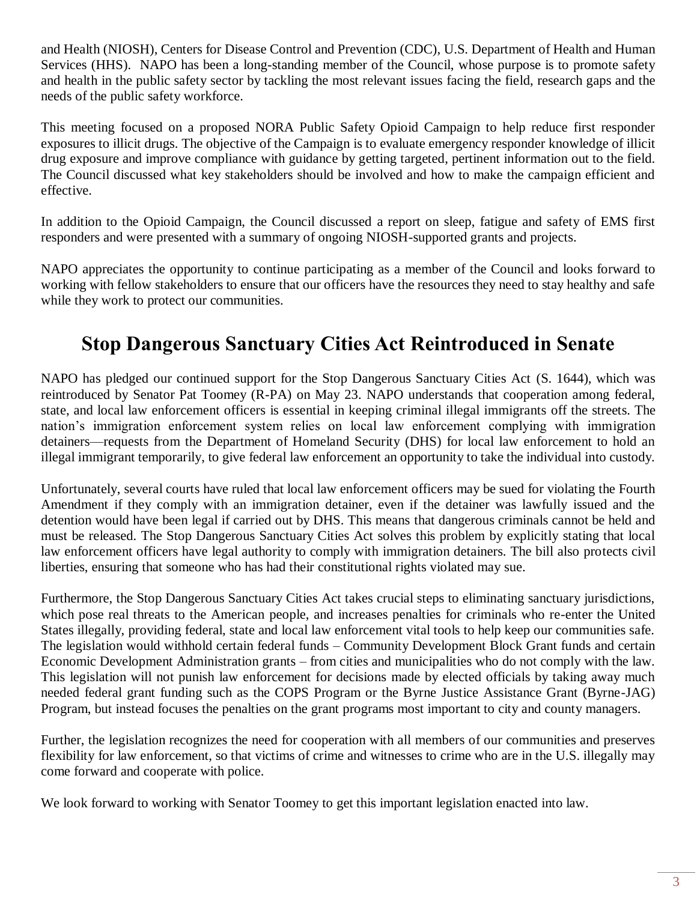and Health (NIOSH), Centers for Disease Control and Prevention (CDC), U.S. Department of Health and Human Services (HHS). NAPO has been a long-standing member of the Council, whose purpose is to promote safety and health in the public safety sector by tackling the most relevant issues facing the field, research gaps and the needs of the public safety workforce.

This meeting focused on a proposed NORA Public Safety Opioid Campaign to help reduce first responder exposures to illicit drugs. The objective of the Campaign is to evaluate emergency responder knowledge of illicit drug exposure and improve compliance with guidance by getting targeted, pertinent information out to the field. The Council discussed what key stakeholders should be involved and how to make the campaign efficient and effective.

In addition to the Opioid Campaign, the Council discussed a report on sleep, fatigue and safety of EMS first responders and were presented with a summary of ongoing NIOSH-supported grants and projects.

NAPO appreciates the opportunity to continue participating as a member of the Council and looks forward to working with fellow stakeholders to ensure that our officers have the resources they need to stay healthy and safe while they work to protect our communities.

## Stop Dangerous Sanctuary Cities Act Reintroduced in Senate

NAPO has pledged our continued support for the Stop Dangerous Sanctuary Cities Act (S. 1644), which was reintroduced by Senator Pat Toomey (R-PA) on May 23. NAPO understands that cooperation among federal, state, and local law enforcement officers is essential in keeping criminal illegal immigrants off the streets. The nation's immigration enforcement system relies on local law enforcement complying with immigration detainers—requests from the Department of Homeland Security (DHS) for local law enforcement to hold an illegal immigrant temporarily, to give federal law enforcement an opportunity to take the individual into custody.

Unfortunately, several courts have ruled that local law enforcement officers may be sued for violating the Fourth Amendment if they comply with an immigration detainer, even if the detainer was lawfully issued and the detention would have been legal if carried out by DHS. This means that dangerous criminals cannot be held and must be released. The Stop Dangerous Sanctuary Cities Act solves this problem by explicitly stating that local law enforcement officers have legal authority to comply with immigration detainers. The bill also protects civil liberties, ensuring that someone who has had their constitutional rights violated may sue.

Furthermore, the Stop Dangerous Sanctuary Cities Act takes crucial steps to eliminating sanctuary jurisdictions, which pose real threats to the American people, and increases penalties for criminals who re-enter the United States illegally, providing federal, state and local law enforcement vital tools to help keep our communities safe. The legislation would withhold certain federal funds – Community Development Block Grant funds and certain Economic Development Administration grants – from cities and municipalities who do not comply with the law. This legislation will not punish law enforcement for decisions made by elected officials by taking away much needed federal grant funding such as the COPS Program or the Byrne Justice Assistance Grant (Byrne-JAG) Program, but instead focuses the penalties on the grant programs most important to city and county managers.

Further, the legislation recognizes the need for cooperation with all members of our communities and preserves flexibility for law enforcement, so that victims of crime and witnesses to crime who are in the U.S. illegally may come forward and cooperate with police.

We look forward to working with Senator Toomey to get this important legislation enacted into law.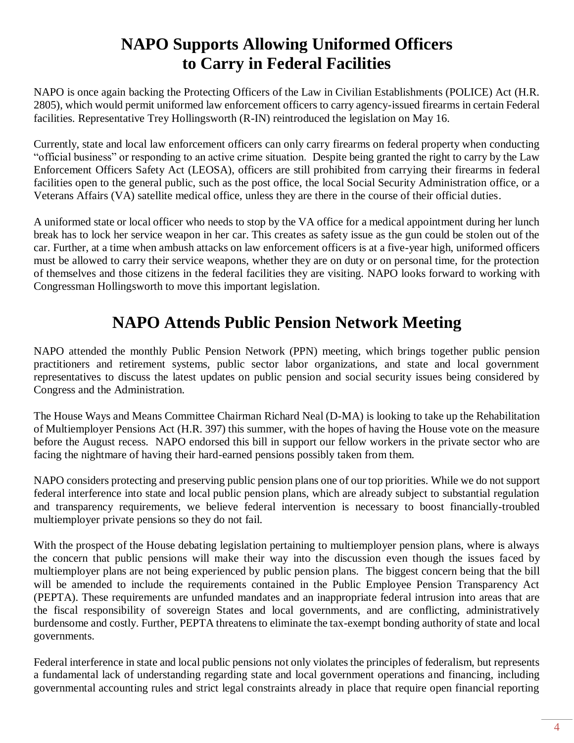# NAPO Supports Allowing Uniformed Officers to Carry in Federal Facilities

NAPO is once again backing the Protecting Officers of the Law in Civilian Establishments (POLICE) Act (H.R. 2805), which would permit uniformed law enforcement officers to carry agency-issued firearms in certain Federal facilities. Representative Trey Hollingsworth (R-IN) reintroduced the legislation on May 16.

Currently, state and local law enforcement officers can only carry firearms on federal property when conducting "official business" or responding to an active crime situation. Despite being granted the right to carry by the Law Enforcement Officers Safety Act (LEOSA), officers are still prohibited from carrying their firearms in federal facilities open to the general public, such as the post office, the local Social Security Administration office, or a Veterans Affairs (VA) satellite medical office, unless they are there in the course of their official duties.

A uniformed state or local officer who needs to stop by the VA office for a medical appointment during her lunch break has to lock her service weapon in her car. This creates as safety issue as the gun could be stolen out of the car. Further, at a time when ambush attacks on law enforcement officers is at a five-year high, uniformed officers must be allowed to carry their service weapons, whether they are on duty or on personal time, for the protection of themselves and those citizens in the federal facilities they are visiting. NAPO looks forward to working with Congressman Hollingsworth to move this important legislation.

# NAPO Attends Public Pension Network Meeting

NAPO attended the monthly Public Pension Network (PPN) meeting, which brings together public pension practitioners and retirement systems, public sector labor organizations, and state and local government representatives to discuss the latest updates on public pension and social security issues being considered by Congress and the Administration.

The House Ways and Means Committee Chairman Richard Neal (D-MA) is looking to take up the Rehabilitation of Multiemployer Pensions Act (H.R. 397) this summer, with the hopes of having the House vote on the measure before the August recess. NAPO endorsed this bill in support our fellow workers in the private sector who are facing the nightmare of having their hard-earned pensions possibly taken from them.

NAPO considers protecting and preserving public pension plans one of our top priorities. While we do not support federal interference into state and local public pension plans, which are already subject to substantial regulation and transparency requirements, we believe federal intervention is necessary to boost financially-troubled multiemployer private pensions so they do not fail.

With the prospect of the House debating legislation pertaining to multiemployer pension plans, where is always the concern that public pensions will make their way into the discussion even though the issues faced by multiemployer plans are not being experienced by public pension plans. The biggest concern being that the bill will be amended to include the requirements contained in the Public Employee Pension Transparency Act (PEPTA). These requirements are unfunded mandates and an inappropriate federal intrusion into areas that are the fiscal responsibility of sovereign States and local governments, and are conflicting, administratively burdensome and costly. Further, PEPTA threatens to eliminate the tax-exempt bonding authority of state and local governments.

Federal interference in state and local public pensions not only violates the principles of federalism, but represents a fundamental lack of understanding regarding state and local government operations and financing, including governmental accounting rules and strict legal constraints already in place that require open financial reporting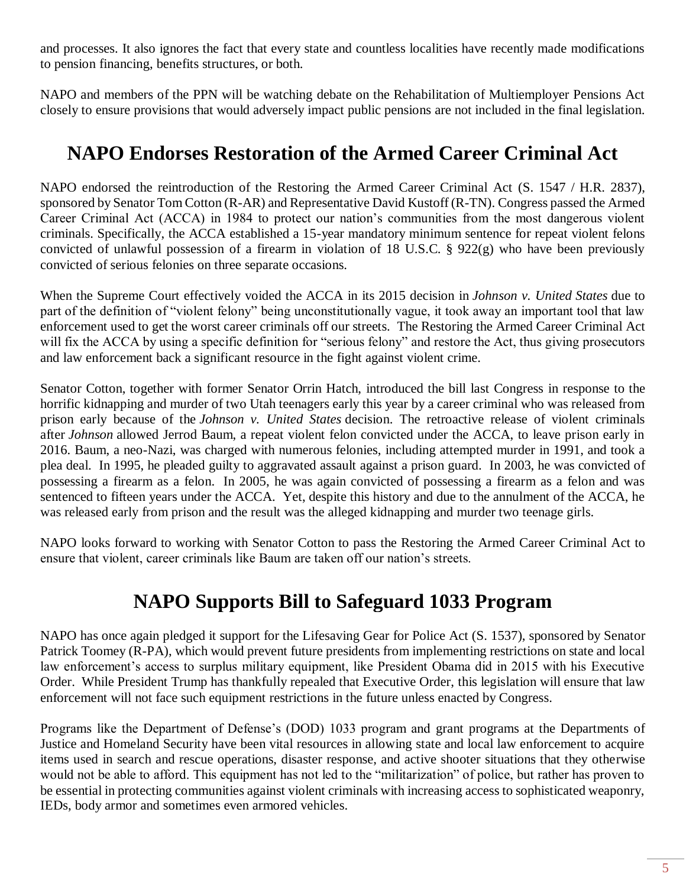and processes. It also ignores the fact that every state and countless localities have recently made modifications to pension financing, benefits structures, or both.

NAPO and members of the PPN will be watching debate on the Rehabilitation of Multiemployer Pensions Act closely to ensure provisions that would adversely impact public pensions are not included in the final legislation.

## NAPO Endorses Restoration of the Armed Career Criminal Act

NAPO endorsed the reintroduction of the Restoring the Armed Career Criminal Act (S. 1547 / H.R. 2837), sponsored by Senator Tom Cotton (R-AR) and Representative David Kustoff (R-TN). Congress passed the Armed Career Criminal Act (ACCA) in 1984 to protect our nation's communities from the most dangerous violent criminals. Specifically, the ACCA established a 15-year mandatory minimum sentence for repeat violent felons convicted of unlawful possession of a firearm in violation of 18 U.S.C. § 922(g) who have been previously convicted of serious felonies on three separate occasions.

When the Supreme Court effectively voided the ACCA in its 2015 decision in *Johnson v. United States* due to part of the definition of "violent felony" being unconstitutionally vague, it took away an important tool that law enforcement used to get the worst career criminals off our streets. The Restoring the Armed Career Criminal Act will fix the ACCA by using a specific definition for "serious felony" and restore the Act, thus giving prosecutors and law enforcement back a significant resource in the fight against violent crime.

Senator Cotton, together with former Senator Orrin Hatch, introduced the bill last Congress in response to the horrific kidnapping and murder of two Utah teenagers early this year by a career criminal who was released from prison early because of the *Johnson v. United States* decision. The retroactive release of violent criminals after *Johnson* allowed Jerrod Baum, a repeat violent felon convicted under the ACCA, to leave prison early in 2016. Baum, a neo-Nazi, was charged with numerous felonies, including attempted murder in 1991, and took a plea deal. In 1995, he pleaded guilty to aggravated assault against a prison guard. In 2003, he was convicted of possessing a firearm as a felon. In 2005, he was again convicted of possessing a firearm as a felon and was sentenced to fifteen years under the ACCA. Yet, despite this history and due to the annulment of the ACCA, he was released early from prison and the result was the alleged kidnapping and murder two teenage girls.

NAPO looks forward to working with Senator Cotton to pass the Restoring the Armed Career Criminal Act to ensure that violent, career criminals like Baum are taken off our nation's streets.

## NAPO Supports Bill to Safeguard 1033 Program

NAPO has once again pledged it support for the Lifesaving Gear for Police Act (S. 1537), sponsored by Senator Patrick Toomey (R-PA), which would prevent future presidents from implementing restrictions on state and local law enforcement's access to surplus military equipment, like President Obama did in 2015 with his Executive Order. While President Trump has thankfully repealed that Executive Order, this legislation will ensure that law enforcement will not face such equipment restrictions in the future unless enacted by Congress.

Programs like the Department of Defense's (DOD) 1033 program and grant programs at the Departments of Justice and Homeland Security have been vital resources in allowing state and local law enforcement to acquire items used in search and rescue operations, disaster response, and active shooter situations that they otherwise would not be able to afford. This equipment has not led to the "militarization" of police, but rather has proven to be essential in protecting communities against violent criminals with increasing access to sophisticated weaponry, IEDs, body armor and sometimes even armored vehicles.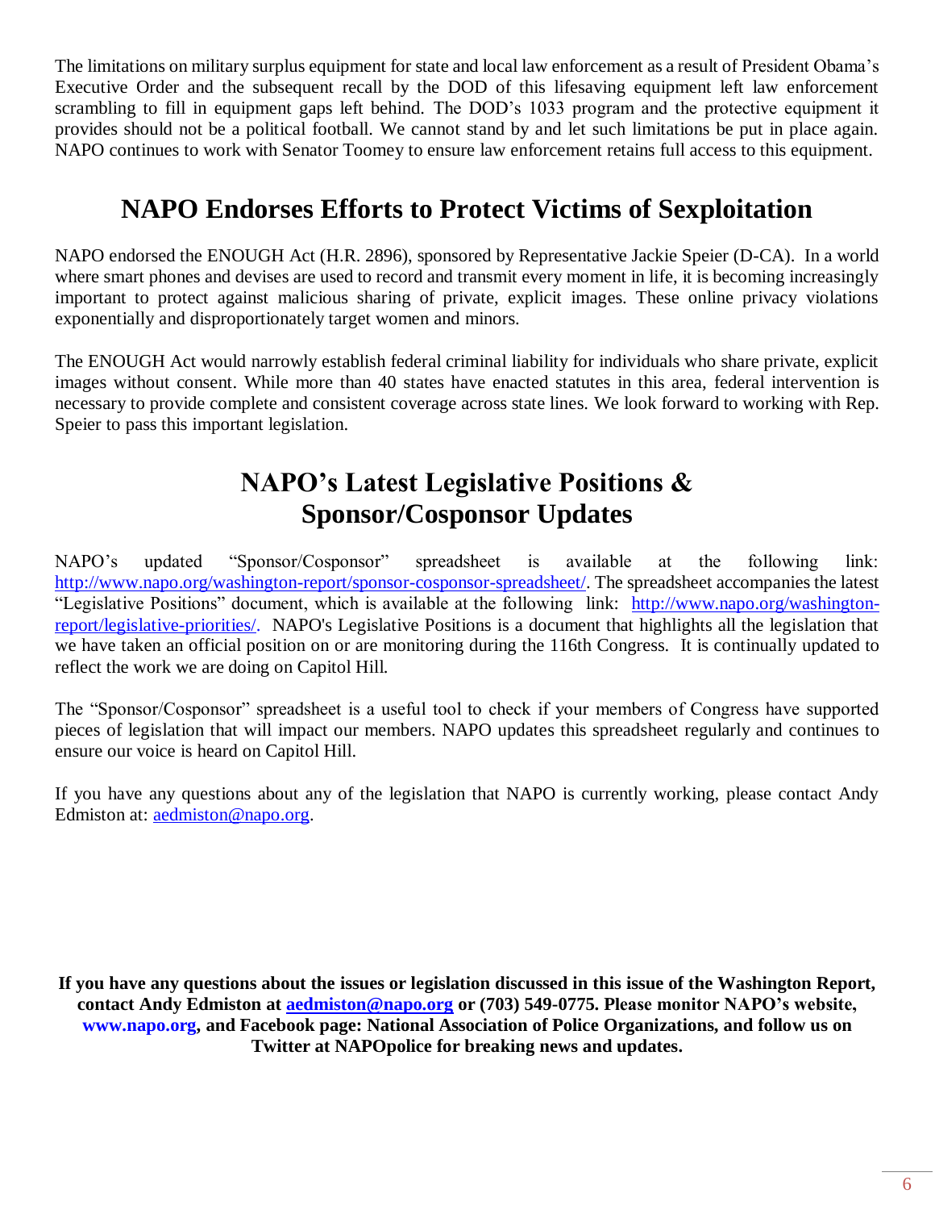The limitations on military surplus equipment for state and local law enforcement as a result of President Obama's Executive Order and the subsequent recall by the DOD of this lifesaving equipment left law enforcement scrambling to fill in equipment gaps left behind. The DOD's 1033 program and the protective equipment it provides should not be a political football. We cannot stand by and let such limitations be put in place again. NAPO continues to work with Senator Toomey to ensure law enforcement retains full access to this equipment.

## NAPO Endorses Efforts to Protect Victims of Sexploitation

NAPO endorsed the ENOUGH Act (H.R. 2896), sponsored by Representative Jackie Speier (D-CA). In a world where smart phones and devises are used to record and transmit every moment in life, it is becoming increasingly important to protect against malicious sharing of private, explicit images. These online privacy violations exponentially and disproportionately target women and minors.

The ENOUGH Act would narrowly establish federal criminal liability for individuals who share private, explicit images without consent. While more than 40 states have enacted statutes in this area, federal intervention is necessary to provide complete and consistent coverage across state lines. We look forward to working with Rep. Speier to pass this important legislation.

## NAPO's Latest Legislative Positions & Sponsor/Cosponsor Updates

NAPO's updated "Sponsor/Cosponsor" spreadsheet is available at the following link: [http://www.napo.org/washington-report/sponsor-cosponsor-spreadsheet/](http://www.napo.org/washington-report/sponsor-cosponsor-spreadsheet/). The spreadsheet accompanies the latest "Legislative Positions" document, which is available at the following link: [http://www.napo.org/washington-report/legislative-priorities/](http://www.napo.org/washington-report/legislative-priorities/). NAPO's Legislative Positions is a document that highlights all the legislation that we have taken an official position on or are monitoring during the 116th Congress. It is continually updated to reflect the work we are doing on Capitol Hill.

The "Sponsor/Cosponsor" spreadsheet is a useful tool to check if your members of Congress have supported pieces of legislation that will impact our members. NAPO updates this spreadsheet regularly and continues to ensure our voice is heard on Capitol Hill.

If you have any questions about any of the legislation that NAPO is currently working, please contact Andy Edmiston at: [aedmiston@napo.org](mailto:aedmiston@napo.org).

**If you have any questions about the issues or legislation discussed in this issue of the Washington Report, contact Andy Edmiston at [aedmiston@napo.org](mailto:aedmiston@napo.org) or (703) 549-0775. Please monitor NAPO's website, www.napo.org, and Facebook page: National Association of Police Organizations, and follow us on Twitter at NAPOpolice for breaking news and updates.**